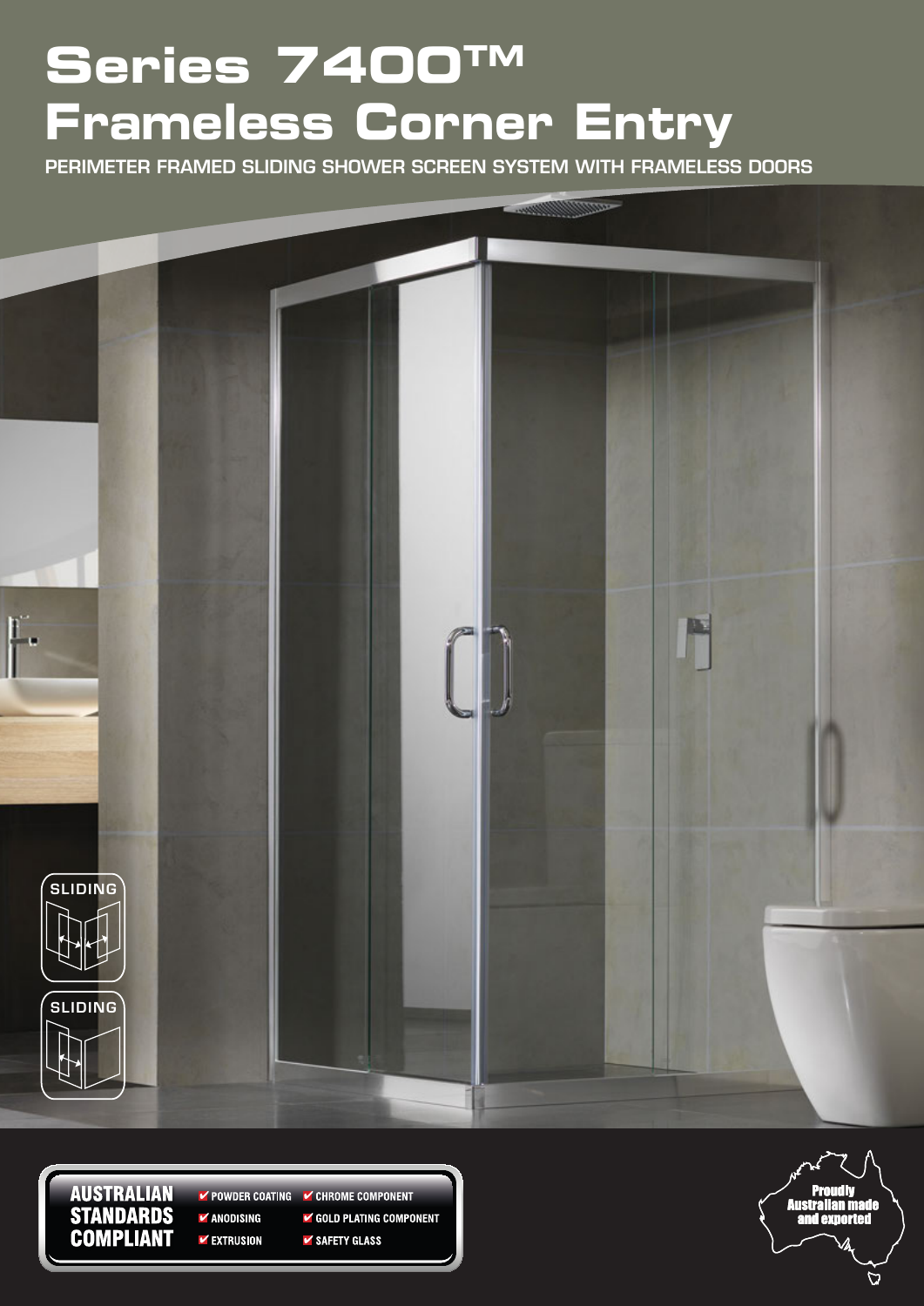# Series 7400™ Frameless Corner Entry

PERIMETER FRAMED SLIDING SHOWER SCREEN SYSTEM WITH FRAMELESS DOORS

SLIDING

SLIDING

**AUSTRALIAN STANDARDS COMPLIANT**

- ✔ POWDER COATING
- ✔ ANODISING
- ✔ EXTRUSION
- ✔ CHROME COMPONENT
- ✔ GOLD PLATING COMPONENT
- ✔ SAFETY GLASS

Proudly Australian made and exported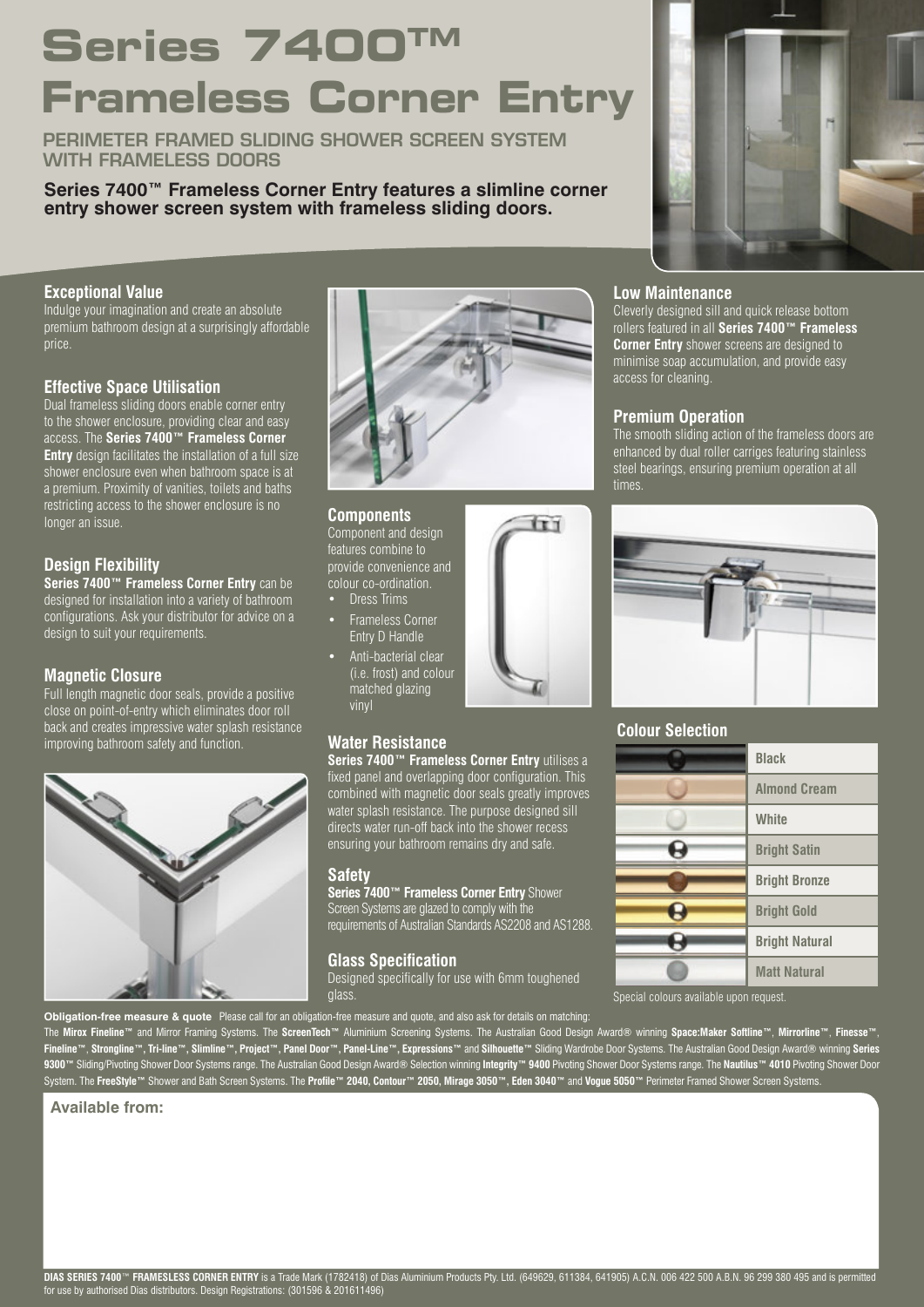# Series 7400™ Frameless Corner Entry

## PERIMETER FRAMED SLIDING SHOWER SCREEN SYSTEM WITH FRAMELESS DOORS

**Series 7400™ Frameless Corner Entry features a slimline corner entry shower screen system with frameless sliding doors.**

### Exceptional Value

Indulge your imagination and create an absolute premium bathroom design at a surprisingly affordable price.

### Effective Space Utilisation

Dual frameless sliding doors enable corner entry to the shower enclosure, providing clear and easy access. The **Series 7400™ Frameless Corner Entry** design facilitates the installation of a full size shower enclosure even when bathroom space is at a premium. Proximity of vanities, toilets and baths restricting access to the shower enclosure is no longer an issue.

### Design Flexibility

**Series 7400™ Frameless Corner Entry** can be designed for installation into a variety of bathroom configurations. Ask your distributor for advice on a design to suit your requirements.

### Magnetic Closure

Full length magnetic door seals, provide a positive close on point-of-entry which eliminates door roll back and creates impressive water splash resistance improving bathroom safety and function.

### Components

Component and design features combine to provide convenience and colour co-ordination.

- Dress Trims
- Frameless Corner Entry D Handle
- Anti-bacterial clear (i.e. frost) and colour matched glazing vinyl

### Water Resistance

**Series 7400™ Frameless Corner Entry** utilises a fixed panel and overlapping door configuration. This combined with magnetic door seals greatly improves water splash resistance. The purpose designed sill directs water run-off back into the shower recess ensuring your bathroom remains dry and safe.

### Safety

**Series 7400™ Frameless Corner Entry** Shower Screen Systems are glazed to comply with the requirements of Australian Standards AS2208 and AS1288.

### Glass Specification

Designed specifically for use with 6mm toughened glass.

### Low Maintenance

Cleverly designed sill and quick release bottom rollers featured in all **Series 7400™ Frameless Corner Entry** shower screens are designed to minimise soap accumulation, and provide easy access for cleaning.

### Premium Operation

The smooth sliding action of the frameless doors are enhanced by dual roller carriges featuring stainless steel bearings, ensuring premium operation at all times.

### Colour Selection

- Black
- Almond Cream
- White
- Bright Satin
- Bright Bronze
- Bright Gold
- Bright Natural
- Matt Natural

Special colours available upon request.

**Obligation-free measure & quote** Please call for an obligation-free measure and quote, and also ask for details on matching:
The **Mirox Fineline™** and Mirror Framing Systems. The **ScreenTech™** Aluminium Screening Systems. The Australian Good Design Award® winning **Space:Maker Softline™**, **Mirrorline™**, **Finesse™**, **Fineline™**, **Strongline™**, **Tri-line™**, **Slimline™**, **Project™**, **Panel Door™**, **Panel-Line™**, **Expressions™** and **Silhouette™** Sliding Wardrobe Door Systems. The Australian Good Design Award® winning **Series 9300™** Sliding/Pivoting Shower Door Systems range. The Australian Good Design Award® Selection winning **Integrity™ 9400** Pivoting Shower Door Systems range. The **Nautilus™ 4010** Pivoting Shower Door System. The **FreeStyle™** Shower and Bath Screen Systems. The **Profile™ 2040, Contour™ 2050, Mirage 3050™, Eden 3040™** and **Vogue 5050™** Perimeter Framed Shower Screen Systems.

**Available from:**

**DIAS SERIES 7400™ FRAMESLESS CORNER ENTRY** is a Trade Mark (1782418) of Dias Aluminium Products Pty. Ltd. (649629, 611384, 641905) A.C.N. 006 422 500 A.B.N. 96 299 380 495 and is permitted for use by authorised Dias distributors. Design Registrations: (301596 & 201611496)